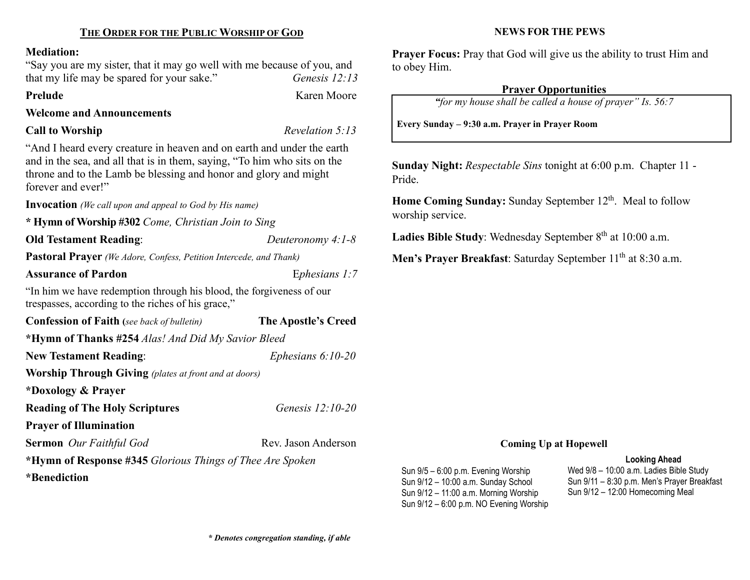## THE ORDER FOR THE PUBLIC WORSHIP OF GOD

**Mediation:**

"Say you are my sister, that it may go well with me because of you, and that my life may be spared for your sake." *Genesis 12:13*

**Prelude** Karen Moore

**Welcome and Announcements**

**Call to Worship** *Revelation 5:13*

"And I heard every creature in heaven and on earth and under the earth and in the sea, and all that is in them, saying, "To him who sits on the throne and to the Lamb be blessing and honor and glory and might forever and ever!"

**Invocation** *(We call upon and appeal to God by His name)*

**\* Hymn of Worship #302** *Come, Christian Join to Sing*

**Old Testament Reading**: *Deuteronomy 4:1-8*

**Pastoral Prayer** *(We Adore, Confess, Petition Intercede, and Thank)*

**Assurance of Pardon** *Ephesians 1:7*

"In him we have redemption through his blood, the forgiveness of our trespasses, according to the riches of his grace,"

**Confession of Faith (***see back of bulletin)* **The Apostle's Creed**

**\*Hymn of Thanks #254** *Alas! And Did My Savior Bleed*

**New Testament Reading**: *Ephesians 6:10-20*

**Worship Through Giving** *(plates at front and at doors)*

**\*Doxology & Prayer**

**Reading of The Holy Scriptures** *Genesis 12:10-20*

**Prayer of Illumination**

**Sermon** *Our Faithful God* Rev. Jason Anderson

**\*Hymn of Response #345** *Glorious Things of Thee Are Spoken*

**\*Benediction**

***\* Denotes congregation standing, if able***

## NEWS FOR THE PEWS

**Prayer Focus:** Pray that God will give us the ability to trust Him and to obey Him.

### Prayer Opportunities

*"for my house shall be called a house of prayer" Is. 56:7*

**Every Sunday – 9:30 a.m. Prayer in Prayer Room**

**Sunday Night:** *Respectable Sins* tonight at 6:00 p.m. Chapter 11 - Pride.

**Home Coming Sunday:** Sunday September 12th. Meal to follow worship service.

**Ladies Bible Study**: Wednesday September 8th at 10:00 a.m.

**Men's Prayer Breakfast**: Saturday September 11th at 8:30 a.m.

### Coming Up at Hopewell

Sun 9/5 – 6:00 p.m. Evening Worship
Sun 9/12 – 10:00 a.m. Sunday School
Sun 9/12 – 11:00 a.m. Morning Worship
Sun 9/12 – 6:00 p.m. NO Evening Worship

**Looking Ahead**

Wed 9/8 – 10:00 a.m. Ladies Bible Study
Sun 9/11 – 8:30 p.m. Men's Prayer Breakfast
Sun 9/12 – 12:00 Homecoming Meal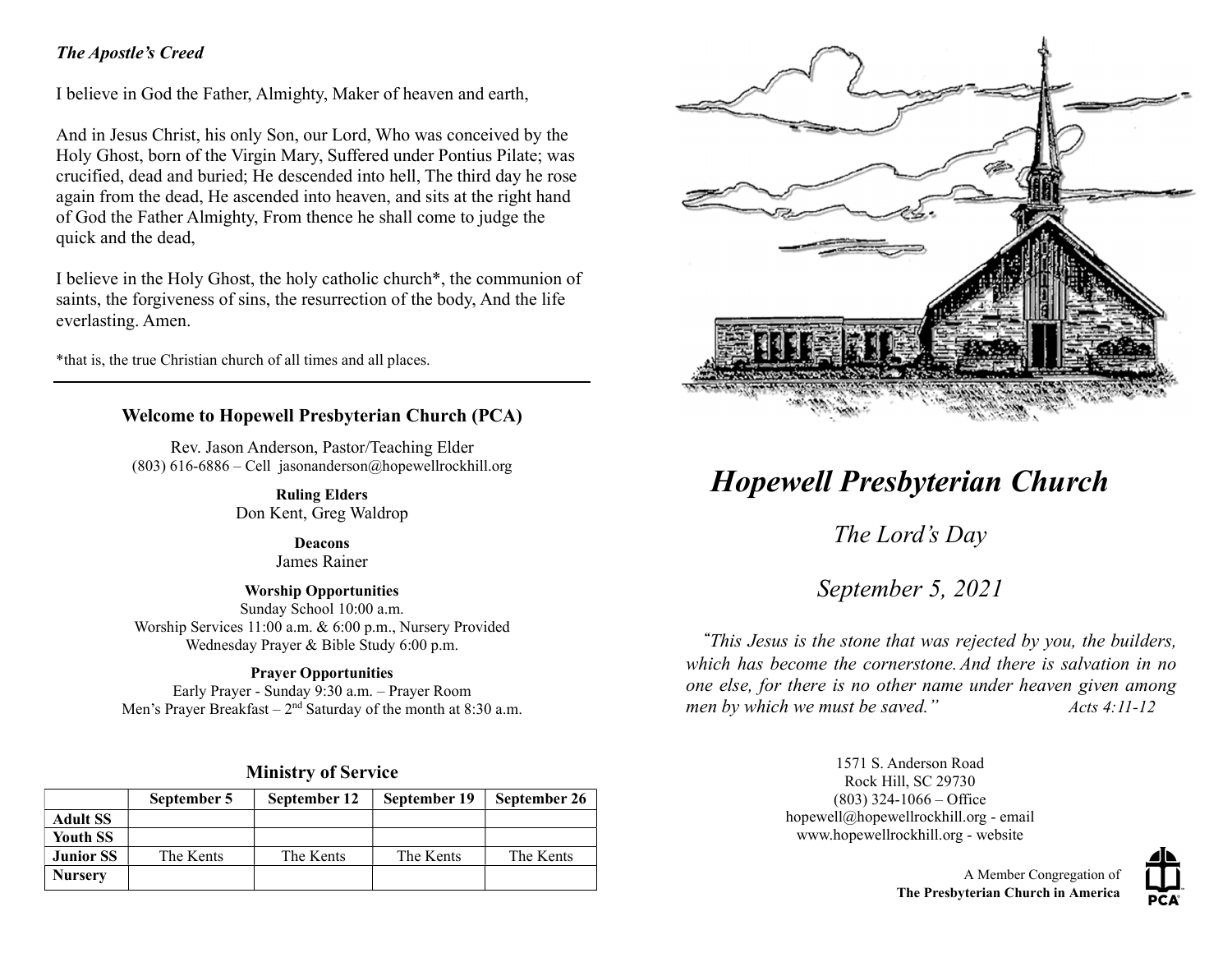*The Apostle's Creed*

I believe in God the Father, Almighty, Maker of heaven and earth,

And in Jesus Christ, his only Son, our Lord, Who was conceived by the Holy Ghost, born of the Virgin Mary, Suffered under Pontius Pilate; was crucified, dead and buried; He descended into hell, The third day he rose again from the dead, He ascended into heaven, and sits at the right hand of God the Father Almighty, From thence he shall come to judge the quick and the dead,

I believe in the Holy Ghost, the holy catholic church*, the communion of saints, the forgiveness of sins, the resurrection of the body, And the life everlasting. Amen.

*that is, the true Christian church of all times and all places.

---

**Welcome to Hopewell Presbyterian Church (PCA)**

Rev. Jason Anderson, Pastor/Teaching Elder
(803) 616-6886 – Cell jasonanderson@hopewellrockhill.org

**Ruling Elders**
Don Kent, Greg Waldrop

**Deacons**
James Rainer

**Worship Opportunities**
Sunday School 10:00 a.m.
Worship Services 11:00 a.m. & 6:00 p.m., Nursery Provided
Wednesday Prayer & Bible Study 6:00 p.m.

**Prayer Opportunities**
Early Prayer - Sunday 9:30 a.m. – Prayer Room
Men's Prayer Breakfast – 2nd Saturday of the month at 8:30 a.m.

**Ministry of Service**

| | September 5 | September 12 | September 19 | September 26 |
|---|---|---|---|---|
| **Adult SS** | | | | |
| **Youth SS** | | | | |
| **Junior SS** | The Kents | The Kents | The Kents | The Kents |
| **Nursery** | | | | |

# *Hopewell Presbyterian Church*

*The Lord's Day*

*September 5, 2021*

*"This Jesus is the stone that was rejected by you, the builders, which has become the cornerstone. And there is salvation in no one else, for there is no other name under heaven given among men by which we must be saved."* *Acts 4:11-12*

1571 S. Anderson Road
Rock Hill, SC 29730
(803) 324-1066 – Office
hopewell@hopewellrockhill.org - email
www.hopewellrockhill.org - website

A Member Congregation of
**The Presbyterian Church in America**

PCA